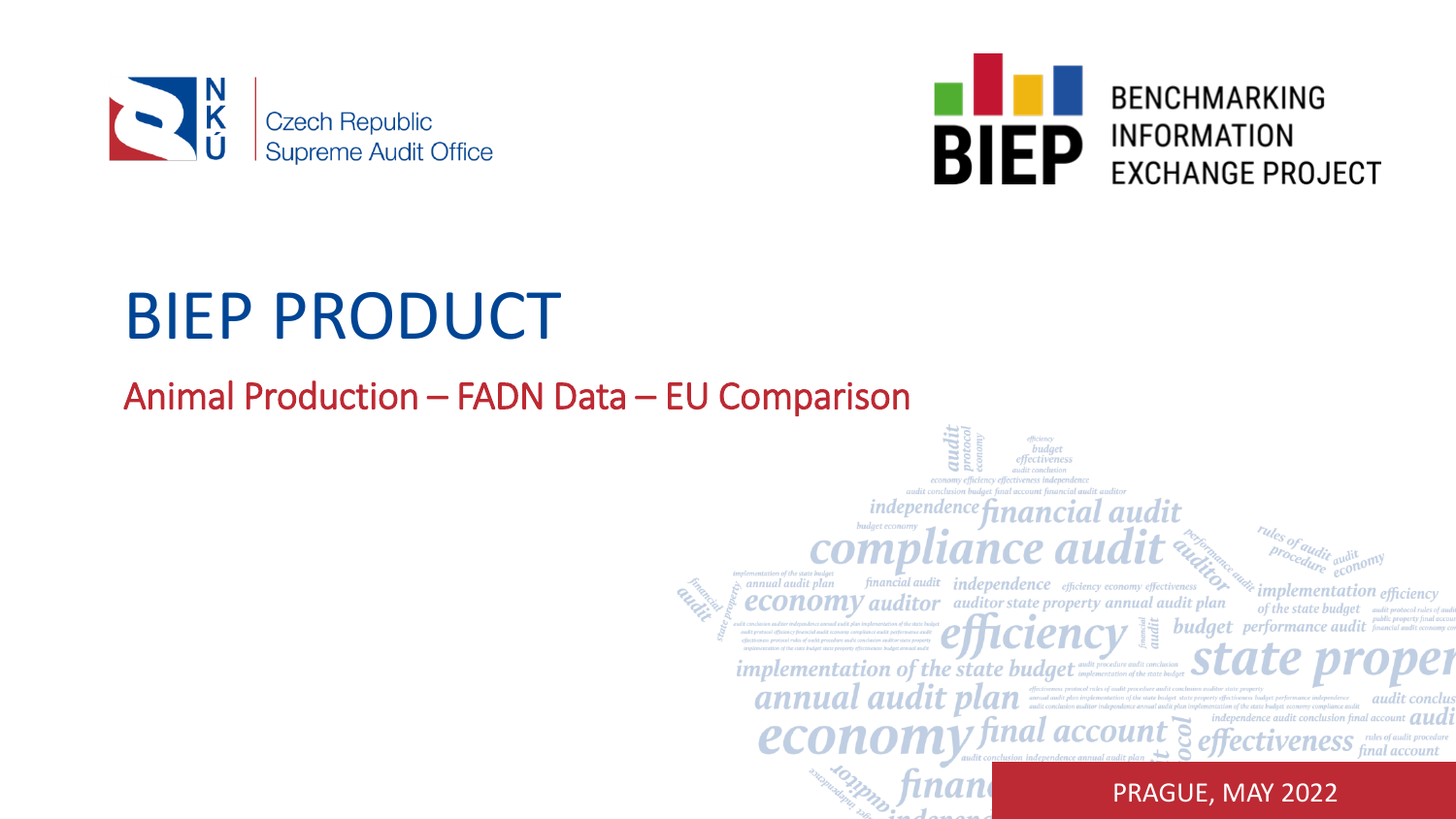Czech Republic
Supreme Audit Office

BENCHMARKING INFORMATION EXCHANGE PROJECT

# BIEP PRODUCT

## Animal Production – FADN Data – EU Comparison

PRAGUE, MAY 2022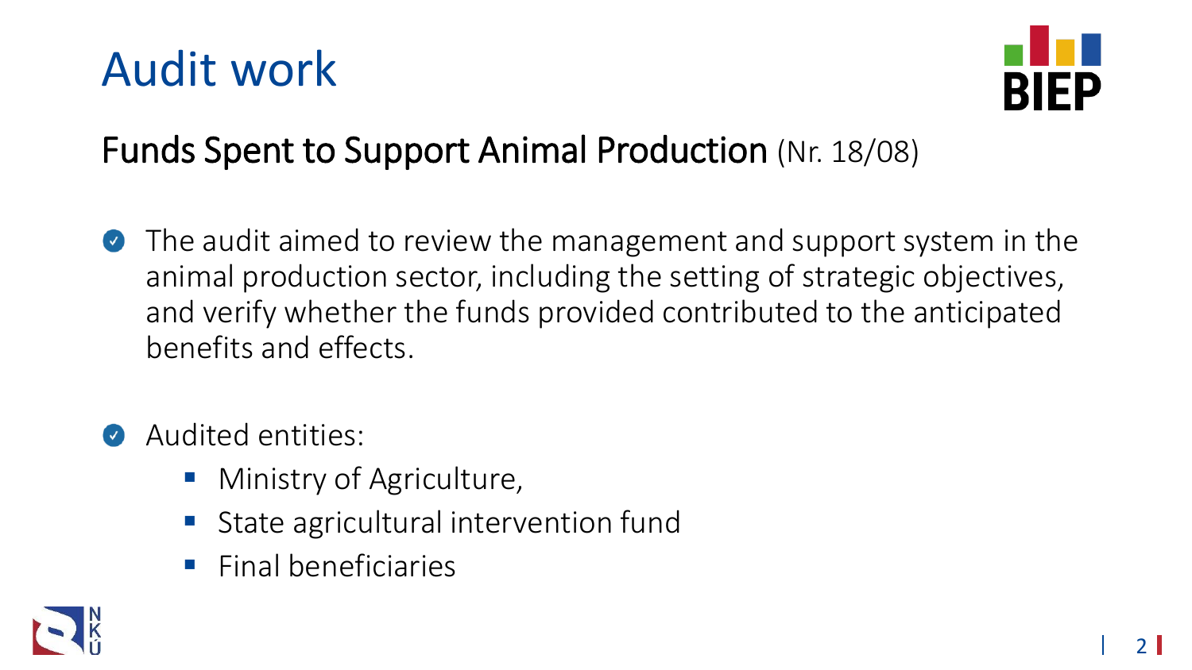# Audit work

## Funds Spent to Support Animal Production (Nr. 18/08)

- The audit aimed to review the management and support system in the animal production sector, including the setting of strategic objectives, and verify whether the funds provided contributed to the anticipated benefits and effects.

- Audited entities:
  - Ministry of Agriculture,
  - State agricultural intervention fund
  - Final beneficiaries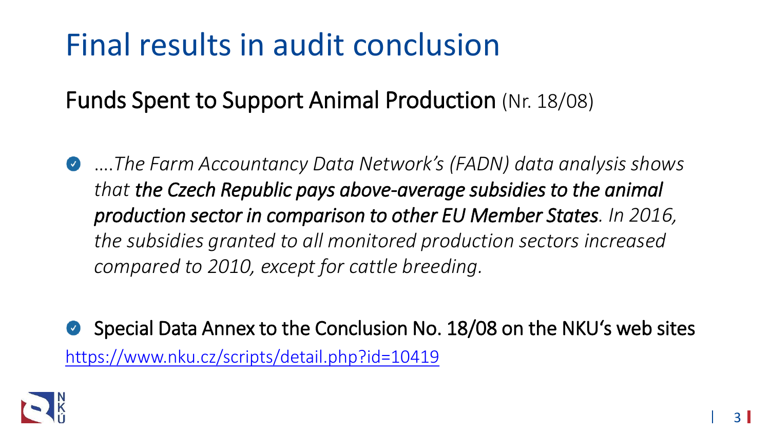# Final results in audit conclusion

## Funds Spent to Support Animal Production (Nr. 18/08)

- *....The Farm Accountancy Data Network's (FADN) data analysis shows that **the Czech Republic pays above-average subsidies to the animal production sector in comparison to other EU Member States**. In 2016, the subsidies granted to all monitored production sectors increased compared to 2010, except for cattle breeding.*

- Special Data Annex to the Conclusion No. 18/08 on the NKU's web sites

https://www.nku.cz/scripts/detail.php?id=10419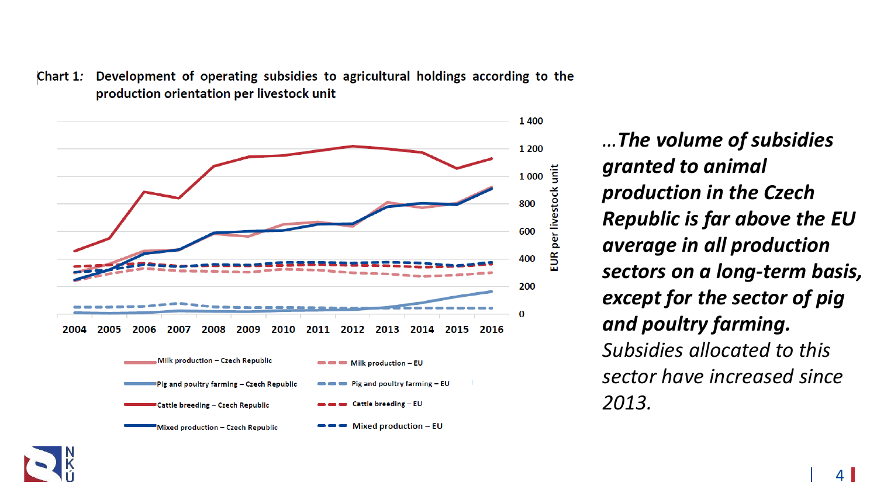Chart 1: **Development of operating subsidies to agricultural holdings according to the production orientation per livestock unit**

*...**The volume of subsidies granted to animal production in the Czech Republic is far above the EU average in all production sectors on a long-term basis, except for the sector of pig and poultry farming.** Subsidies allocated to this sector have increased since 2013.*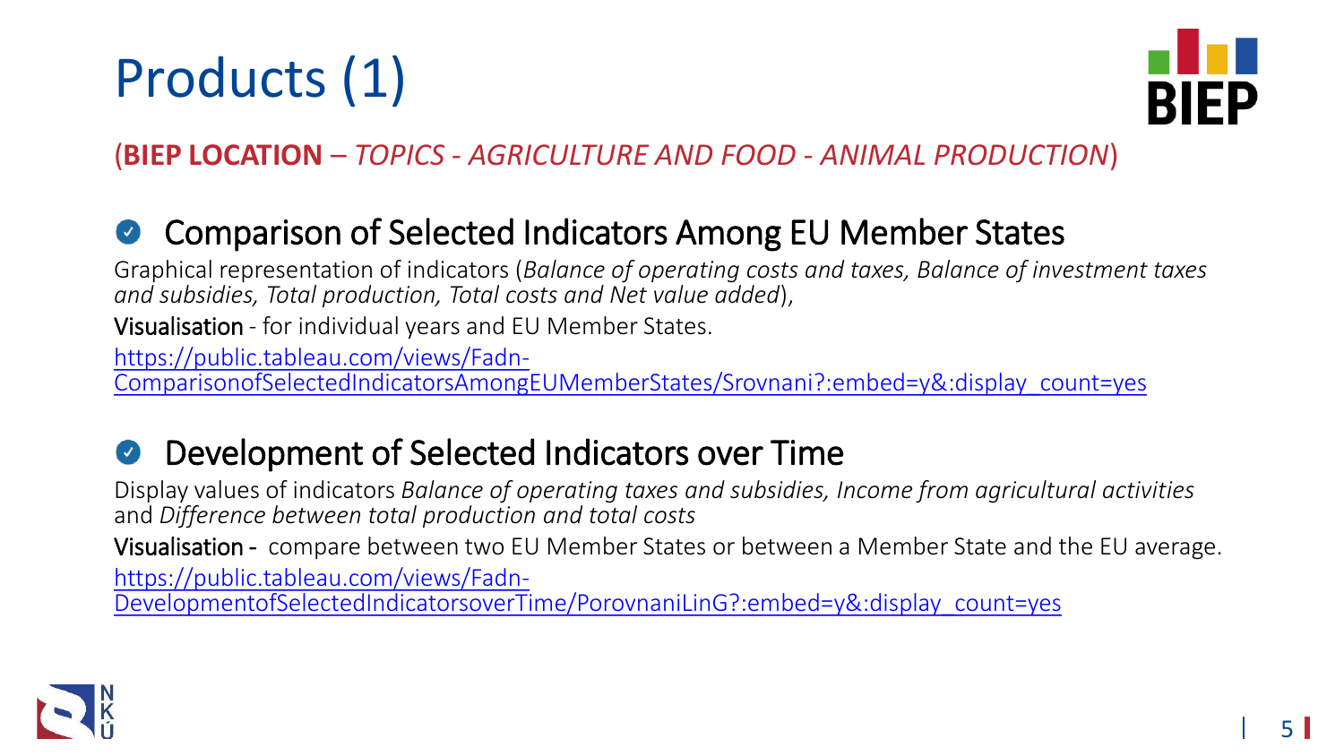# Products (1)

(**BIEP LOCATION** – *TOPICS - AGRICULTURE AND FOOD - ANIMAL PRODUCTION*)

## Comparison of Selected Indicators Among EU Member States

Graphical representation of indicators (*Balance of operating costs and taxes, Balance of investment taxes and subsidies, Total production, Total costs and Net value added*),

**Visualisation** - for individual years and EU Member States.

https://public.tableau.com/views/Fadn-ComparisonofSelectedIndicatorsAmongEUMemberStates/Srovnani?:embed=y&:display_count=yes

## Development of Selected Indicators over Time

Display values of indicators *Balance of operating taxes and subsidies, Income from agricultural activities* and *Difference between total production and total costs*

**Visualisation** - compare between two EU Member States or between a Member State and the EU average.

https://public.tableau.com/views/Fadn-DevelopmentofSelectedIndicatorsoverTime/PorovnaniLinG?:embed=y&:display_count=yes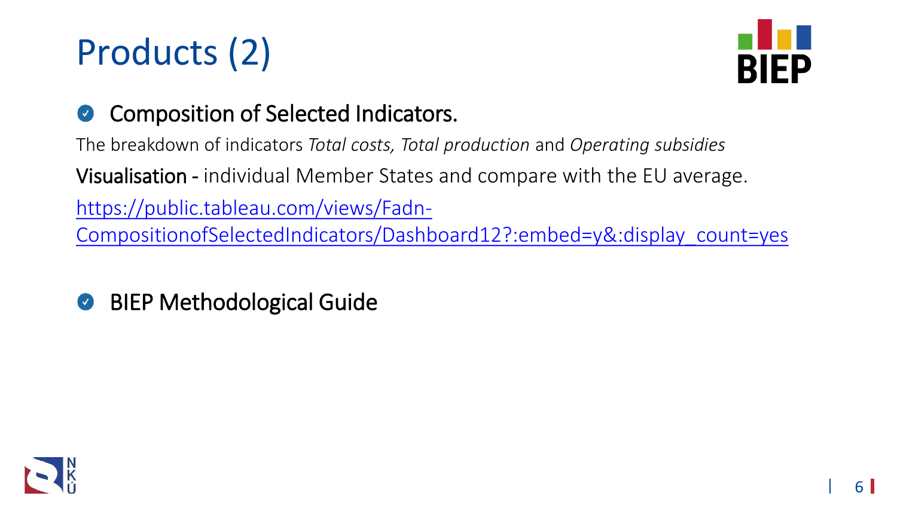# Products (2)

- **Composition of Selected Indicators.**

The breakdown of indicators *Total costs, Total production* and *Operating subsidies*

Visualisation - individual Member States and compare with the EU average.

https://public.tableau.com/views/Fadn-CompositionofSelectedIndicators/Dashboard12?:embed=y&:display_count=yes

- **BIEP Methodological Guide**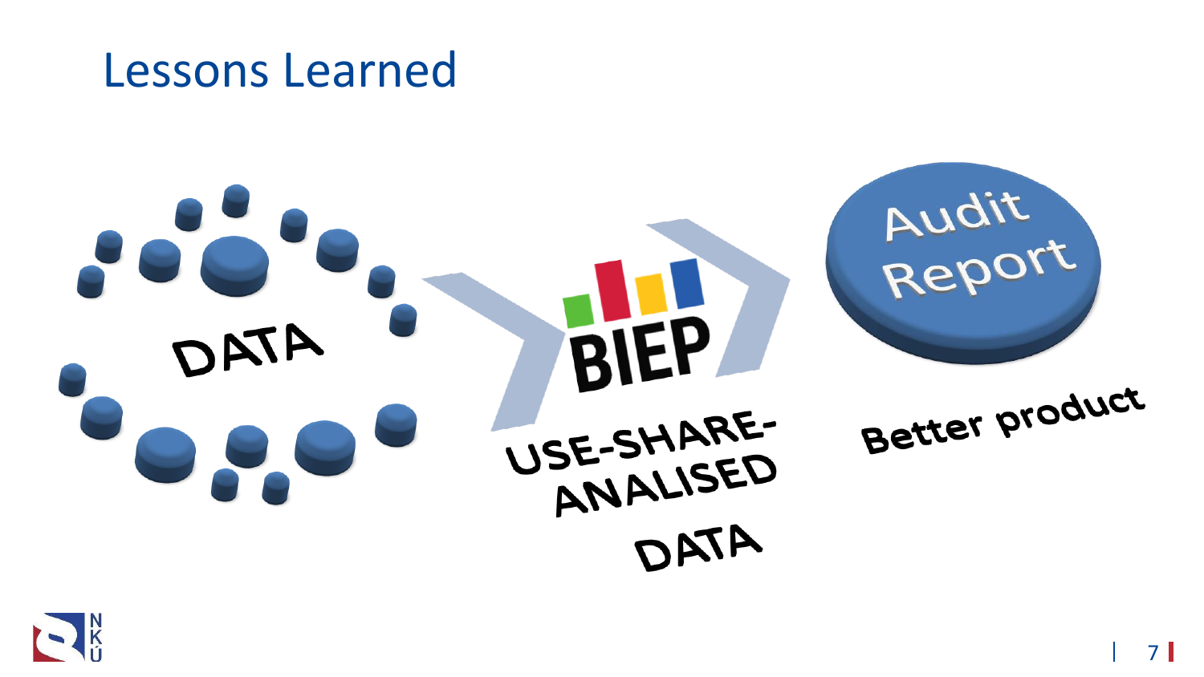# Lessons Learned

DATA

BIEP

USE-SHARE-ANALISED

DATA

Audit Report

Better product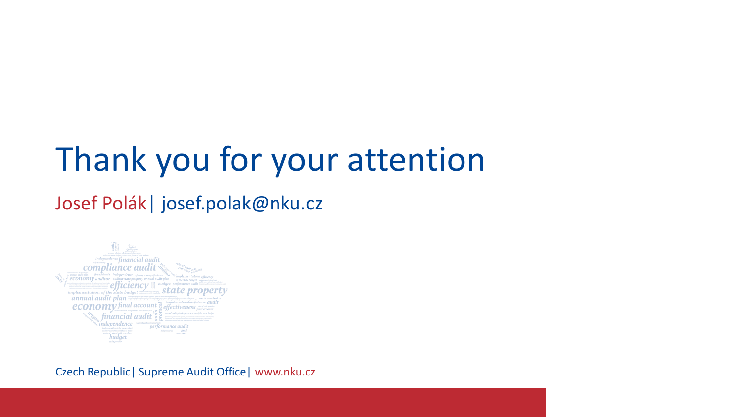# Thank you for your attention

Josef Polák| josef.polak@nku.cz

Czech Republic| Supreme Audit Office| www.nku.cz